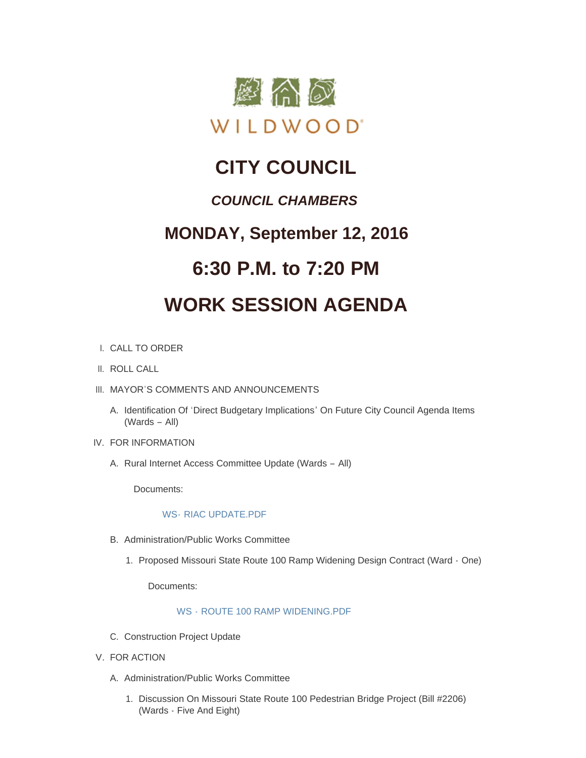WILDWOOD

# CITY COUNCIL

## *COUNCIL CHAMBERS*

## MONDAY, September 12, 2016

## 6:30 P.M. to 7:20 PM

## WORK SESSION AGENDA

I. CALL TO ORDER

II. ROLL CALL

III. MAYOR'S COMMENTS AND ANNOUNCEMENTS

   A. Identification Of 'Direct Budgetary Implications' On Future City Council Agenda Items (Wards – All)

IV. FOR INFORMATION

   A. Rural Internet Access Committee Update (Wards – All)

      Documents:

      WS- RIAC UPDATE.PDF

   B. Administration/Public Works Committee

      1. Proposed Missouri State Route 100 Ramp Widening Design Contract (Ward - One)

         Documents:

         WS - ROUTE 100 RAMP WIDENING.PDF

   C. Construction Project Update

V. FOR ACTION

   A. Administration/Public Works Committee

      1. Discussion On Missouri State Route 100 Pedestrian Bridge Project (Bill #2206) (Wards - Five And Eight)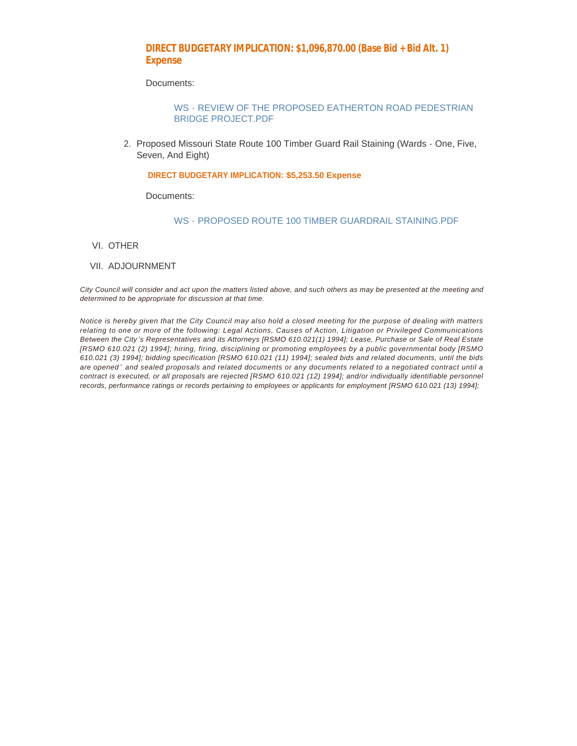**DIRECT BUDGETARY IMPLICATION: $1,096,870.00 (Base Bid + Bid Alt. 1) Expense**

Documents:

WS - REVIEW OF THE PROPOSED EATHERTON ROAD PEDESTRIAN BRIDGE PROJECT.PDF

2. Proposed Missouri State Route 100 Timber Guard Rail Staining (Wards - One, Five, Seven, And Eight)

**DIRECT BUDGETARY IMPLICATION: $5,253.50 Expense**

Documents:

WS - PROPOSED ROUTE 100 TIMBER GUARDRAIL STAINING.PDF

VI. OTHER

VII. ADJOURNMENT

*City Council will consider and act upon the matters listed above, and such others as may be presented at the meeting and determined to be appropriate for discussion at that time.*

*Notice is hereby given that the City Council may also hold a closed meeting for the purpose of dealing with matters relating to one or more of the following: Legal Actions, Causes of Action, Litigation or Privileged Communications Between the City's Representatives and its Attorneys [RSMO 610.021(1) 1994]; Lease, Purchase or Sale of Real Estate [RSMO 610.021 (2) 1994]; hiring, firing, disciplining or promoting employees by a public governmental body [RSMO 610.021 (3) 1994]; bidding specification [RSMO 610.021 (11) 1994]; sealed bids and related documents, until the bids are opened' and sealed proposals and related documents or any documents related to a negotiated contract until a contract is executed, or all proposals are rejected [RSMO 610.021 (12) 1994]; and/or individually identifiable personnel records, performance ratings or records pertaining to employees or applicants for employment [RSMO 610.021 (13) 1994];*